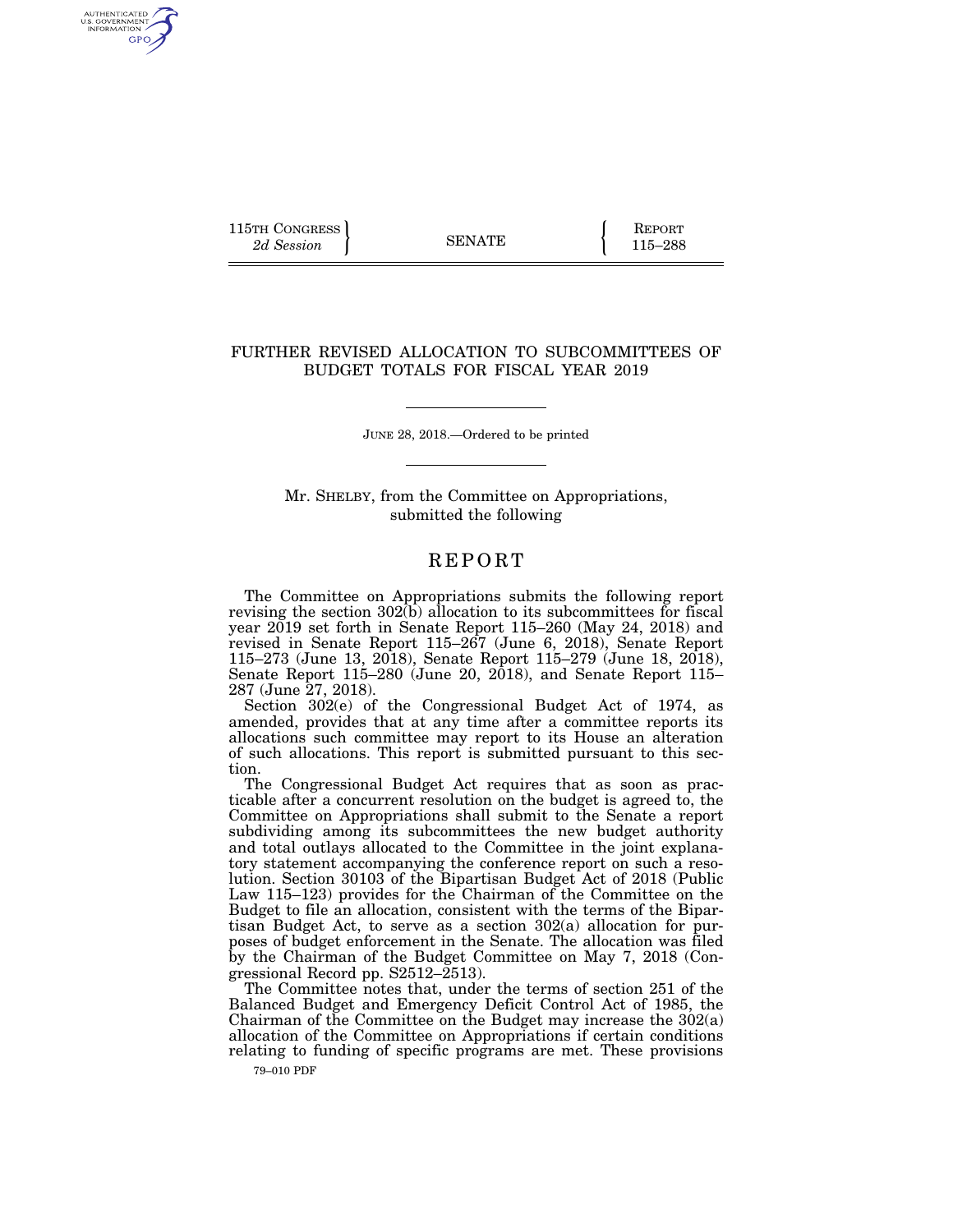115TH CONGRESS
*2d Session*

SENATE

REPORT
115–288

# FURTHER REVISED ALLOCATION TO SUBCOMMITTEES OF BUDGET TOTALS FOR FISCAL YEAR 2019

JUNE 28, 2018.—Ordered to be printed

Mr. SHELBY, from the Committee on Appropriations, submitted the following

## REPORT

The Committee on Appropriations submits the following report revising the section 302(b) allocation to its subcommittees for fiscal year 2019 set forth in Senate Report 115–260 (May 24, 2018) and revised in Senate Report 115–267 (June 6, 2018), Senate Report 115–273 (June 13, 2018), Senate Report 115–279 (June 18, 2018), Senate Report 115–280 (June 20, 2018), and Senate Report 115–287 (June 27, 2018).

Section 302(e) of the Congressional Budget Act of 1974, as amended, provides that at any time after a committee reports its allocations such committee may report to its House an alteration of such allocations. This report is submitted pursuant to this section.

The Congressional Budget Act requires that as soon as practicable after a concurrent resolution on the budget is agreed to, the Committee on Appropriations shall submit to the Senate a report subdividing among its subcommittees the new budget authority and total outlays allocated to the Committee in the joint explanatory statement accompanying the conference report on such a resolution. Section 30103 of the Bipartisan Budget Act of 2018 (Public Law 115–123) provides for the Chairman of the Committee on the Budget to file an allocation, consistent with the terms of the Bipartisan Budget Act, to serve as a section 302(a) allocation for purposes of budget enforcement in the Senate. The allocation was filed by the Chairman of the Budget Committee on May 7, 2018 (Congressional Record pp. S2512–2513).

The Committee notes that, under the terms of section 251 of the Balanced Budget and Emergency Deficit Control Act of 1985, the Chairman of the Committee on the Budget may increase the 302(a) allocation of the Committee on Appropriations if certain conditions relating to funding of specific programs are met. These provisions

79–010 PDF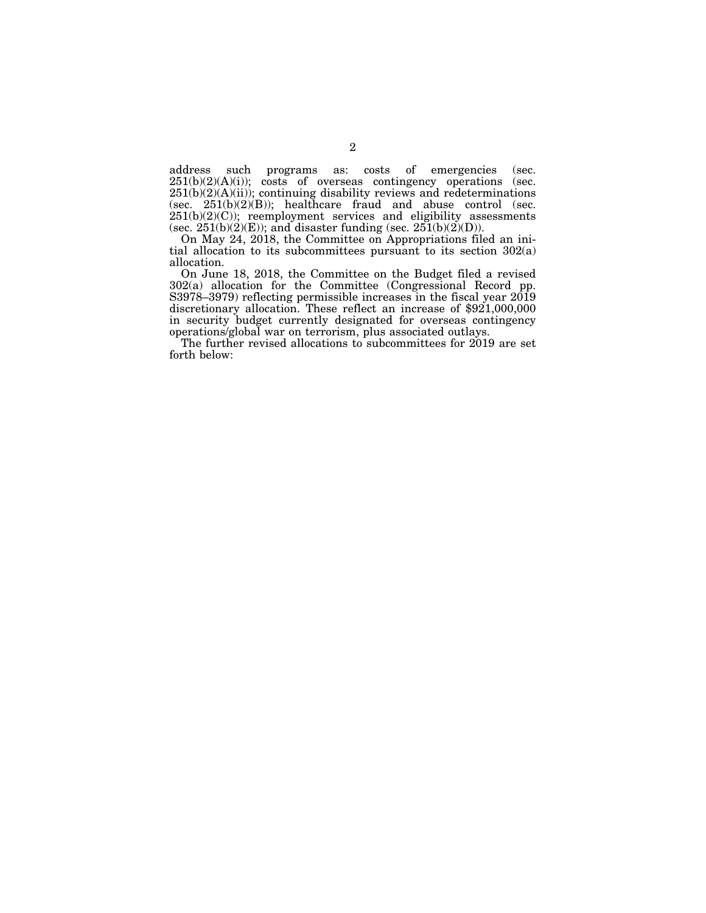address such programs as: costs of emergencies (sec. 251(b)(2)(A)(i)); costs of overseas contingency operations (sec. 251(b)(2)(A)(ii)); continuing disability reviews and redeterminations (sec. 251(b)(2)(B)); healthcare fraud and abuse control (sec. 251(b)(2)(C)); reemployment services and eligibility assessments (sec. 251(b)(2)(E)); and disaster funding (sec. 251(b)(2)(D)).

On May 24, 2018, the Committee on Appropriations filed an initial allocation to its subcommittees pursuant to its section 302(a) allocation.

On June 18, 2018, the Committee on the Budget filed a revised 302(a) allocation for the Committee (Congressional Record pp. S3978–3979) reflecting permissible increases in the fiscal year 2019 discretionary allocation. These reflect an increase of $921,000,000 in security budget currently designated for overseas contingency operations/global war on terrorism, plus associated outlays.

The further revised allocations to subcommittees for 2019 are set forth below: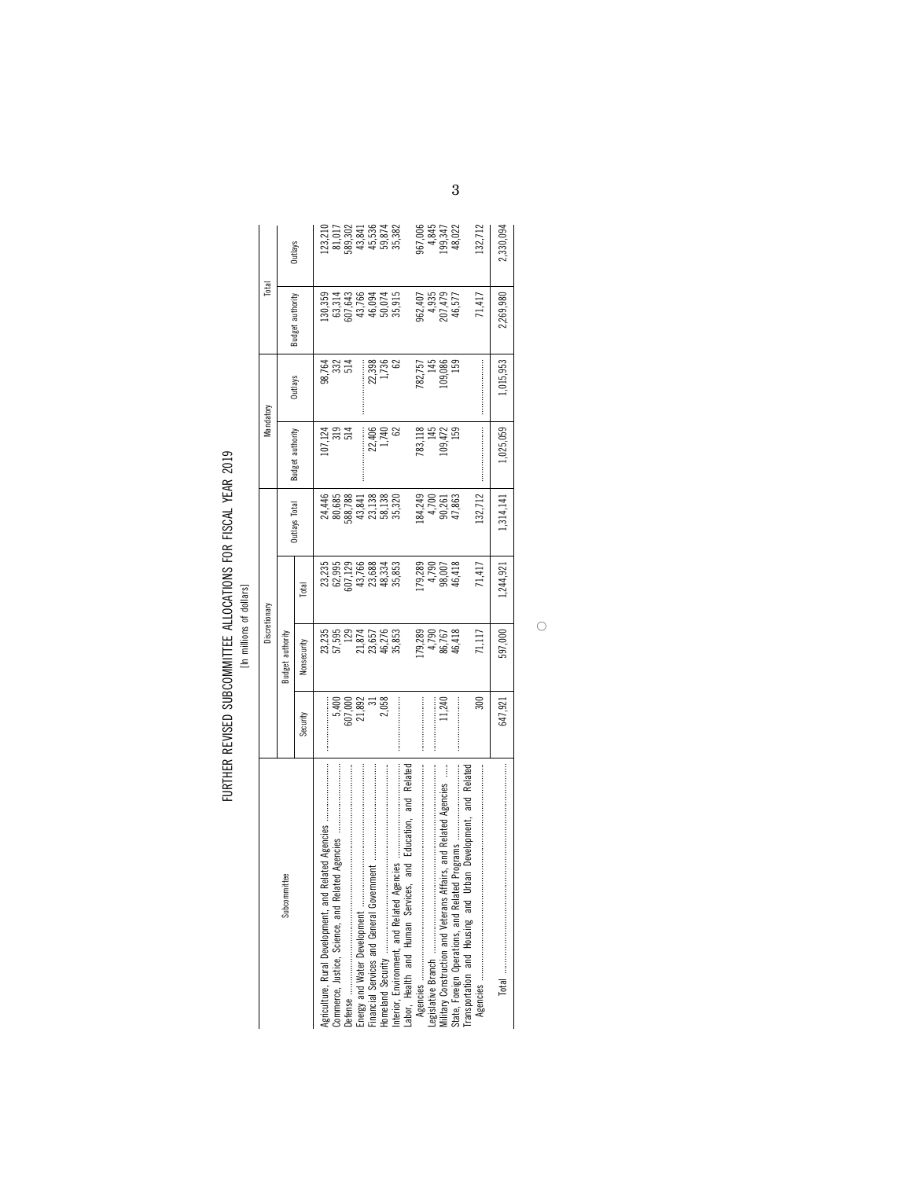# FURTHER REVISED SUBCOMMITTEE ALLOCATIONS FOR FISCAL YEAR 2019

[In millions of dollars]

| Subcommittee | Discretionary | | | | Mandatory | | Total | |
|---|---|---|---|---|---|---|---|---|
| | Budget authority | | | Outlays Total | Budget authority | Outlays | Budget authority | Outlays |
| | Security | Nonsecurity | Total | | | | | |
| Agriculture, Rural Development, and Related Agencies | | 23,235 | 23,235 | 24,446 | 107,124 | 98,764 | 130,359 | 123,210 |
| Commerce, Science, and Related Agencies | 5,400 | 57,595 | 62,995 | 80,685 | 319 | 332 | 63,314 | 81,017 |
| Defense | 607,000 | 129 | 607,129 | 588,788 | 514 | 514 | 607,643 | 589,302 |
| Energy and Water Development | 21,892 | 21,874 | 43,766 | 43,841 | | | 43,766 | 43,841 |
| Financial Services and General Government | 31 | 23,657 | 23,688 | 23,138 | 22,406 | 22,398 | 46,094 | 45,536 |
| Homeland Security | 2,058 | 46,276 | 48,334 | 58,138 | 1,740 | 1,736 | 50,074 | 59,874 |
| Interior, Environment, and Related Agencies | | 35,853 | 35,853 | 35,320 | 62 | 62 | 35,915 | 35,382 |
| Labor, Health and Human Services, and Education, and Related Agencies | | 179,289 | 179,289 | 184,249 | 783,118 | 782,757 | 962,407 | 967,006 |
| Legislative Branch | | 4,790 | 4,790 | 4,700 | 145 | 145 | 4,935 | 4,845 |
| Military Construction and Veterans Affairs, and Related Agencies | 11,240 | 86,767 | 98,007 | 90,261 | 109,472 | 109,086 | 207,479 | 199,347 |
| State, Foreign Operations, and Related Programs | | 46,418 | 46,418 | 47,863 | 159 | 159 | 46,577 | 48,022 |
| Transportation and Housing and Urban Development, and Related Agencies | 300 | 71,117 | 71,417 | 132,712 | | | 71,417 | 132,712 |
| Total | 647,921 | 597,000 | 1,244,921 | 1,314,141 | 1,025,059 | 1,015,953 | 2,269,980 | 2,330,094 |

○